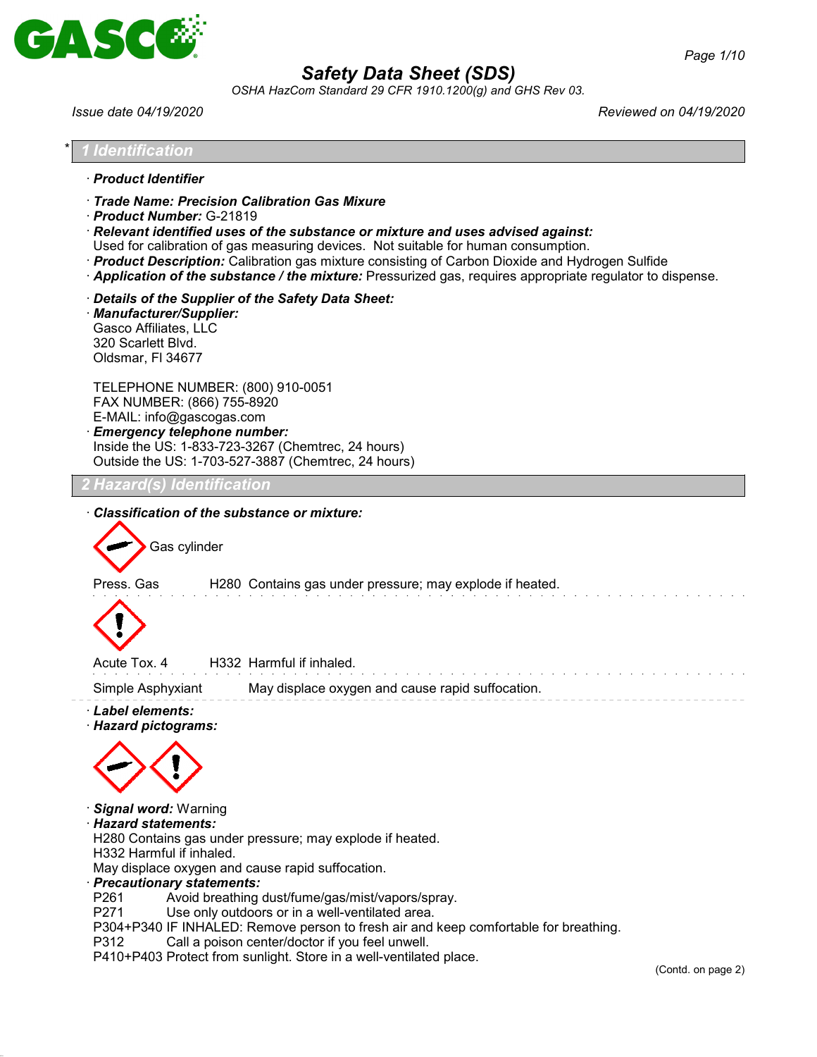# Safety Data Sheet (SDS)

*OSHA HazCom Standard 29 CFR 1910.1200(g) and GHS Rev 03.*

*Issue date 04/19/2020* *Reviewed on 04/19/2020*

## 1 Identification

· **Product Identifier**

· **Trade Name: Precision Calibration Gas Mixure**
· **Product Number:** G-21819
· **Relevant identified uses of the substance or mixture and uses advised against:**
Used for calibration of gas measuring devices. Not suitable for human consumption.
· **Product Description:** Calibration gas mixture consisting of Carbon Dioxide and Hydrogen Sulfide
· **Application of the substance / the mixture:** Pressurized gas, requires appropriate regulator to dispense.

· **Details of the Supplier of the Safety Data Sheet:**
· **Manufacturer/Supplier:**
Gasco Affiliates, LLC
320 Scarlett Blvd.
Oldsmar, Fl 34677

TELEPHONE NUMBER: (800) 910-0051
FAX NUMBER: (866) 755-8920
E-MAIL: info@gascogas.com
· **Emergency telephone number:**
Inside the US: 1-833-723-3267 (Chemtrec, 24 hours)
Outside the US: 1-703-527-3887 (Chemtrec, 24 hours)

## 2 Hazard(s) Identification

· **Classification of the substance or mixture:**

Gas cylinder

| | | |
|---|---|---|
| Press. Gas | H280 | Contains gas under pressure; may explode if heated. |
| Acute Tox. 4 | H332 | Harmful if inhaled. |
| Simple Asphyxiant | | May displace oxygen and cause rapid suffocation. |

· **Label elements:**
· **Hazard pictograms:**

· **Signal word:** Warning
· **Hazard statements:**
H280 Contains gas under pressure; may explode if heated.
H332 Harmful if inhaled.
May displace oxygen and cause rapid suffocation.
· **Precautionary statements:**
P261 Avoid breathing dust/fume/gas/mist/vapors/spray.
P271 Use only outdoors or in a well-ventilated area.
P304+P340 IF INHALED: Remove person to fresh air and keep comfortable for breathing.
P312 Call a poison center/doctor if you feel unwell.
P410+P403 Protect from sunlight. Store in a well-ventilated place.

(Contd. on page 2)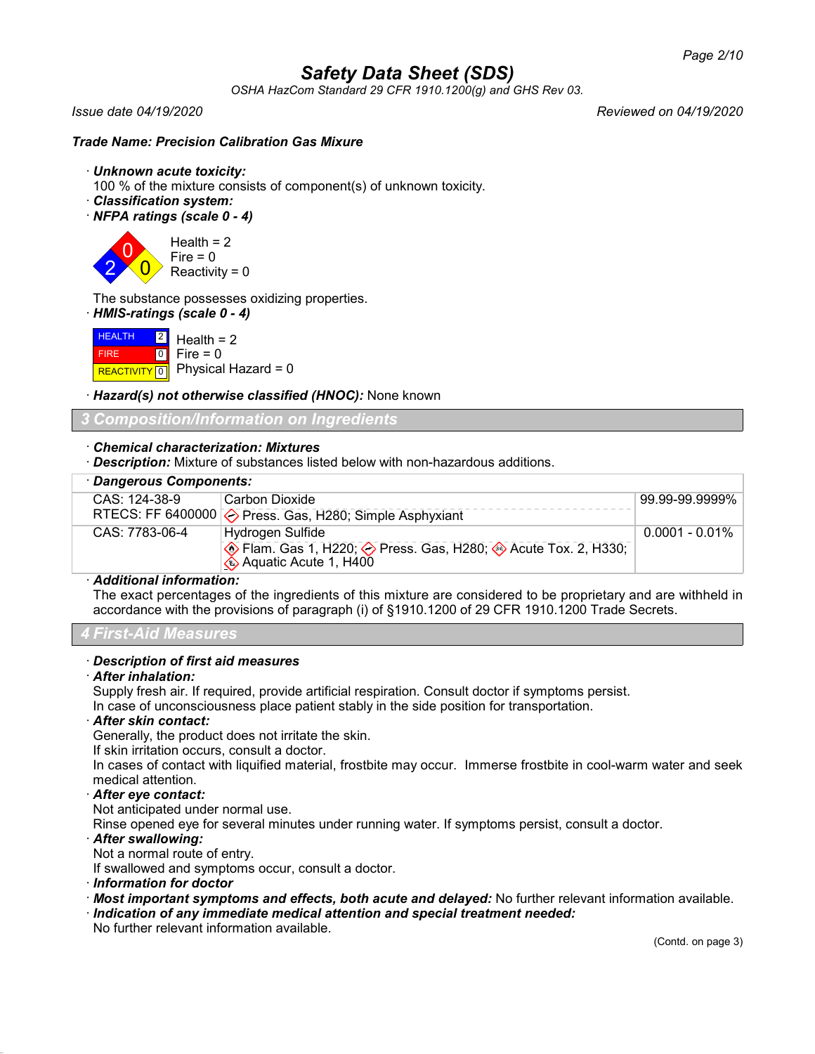**Trade Name: Precision Calibration Gas Mixure**

· **Unknown acute toxicity:**
100 % of the mixture consists of component(s) of unknown toxicity.

· **Classification system:**

· **NFPA ratings (scale 0 - 4)**

Health = 2
Fire = 0
Reactivity = 0

The substance possesses oxidizing properties.

· **HMIS-ratings (scale 0 - 4)**

| | | |
|---|---|---|
| HEALTH | 2 | Health = 2 |
| FIRE | 0 | Fire = 0 |
| REACTIVITY | 0 | Physical Hazard = 0 |

· **Hazard(s) not otherwise classified (HNOC):** None known

## 3 Composition/Information on Ingredients

· **Chemical characterization: Mixtures**

· **Description:** Mixture of substances listed below with non-hazardous additions.

| · **Dangerous Components:** | | |
|---|---|---|
| CAS: 124-38-9<br>RTECS: FF 6400000 | Carbon Dioxide<br>Press. Gas, H280; Simple Asphyxiant | 99.99-99.9999% |
| CAS: 7783-06-4 | Hydrogen Sulfide<br>Flam. Gas 1, H220; Press. Gas, H280; Acute Tox. 2, H330; Aquatic Acute 1, H400 | 0.0001 - 0.01% |

· **Additional information:**
The exact percentages of the ingredients of this mixture are considered to be proprietary and are withheld in accordance with the provisions of paragraph (i) of §1910.1200 of 29 CFR 1910.1200 Trade Secrets.

## 4 First-Aid Measures

· **Description of first aid measures**

· **After inhalation:**
Supply fresh air. If required, provide artificial respiration. Consult doctor if symptoms persist.
In case of unconsciousness place patient stably in the side position for transportation.

· **After skin contact:**
Generally, the product does not irritate the skin.
If skin irritation occurs, consult a doctor.
In cases of contact with liquified material, frostbite may occur. Immerse frostbite in cool-warm water and seek medical attention.

· **After eye contact:**
Not anticipated under normal use.
Rinse opened eye for several minutes under running water. If symptoms persist, consult a doctor.

· **After swallowing:**
Not a normal route of entry.
If swallowed and symptoms occur, consult a doctor.

· **Information for doctor**

· **Most important symptoms and effects, both acute and delayed:** No further relevant information available.

· **Indication of any immediate medical attention and special treatment needed:**
No further relevant information available.

(Contd. on page 3)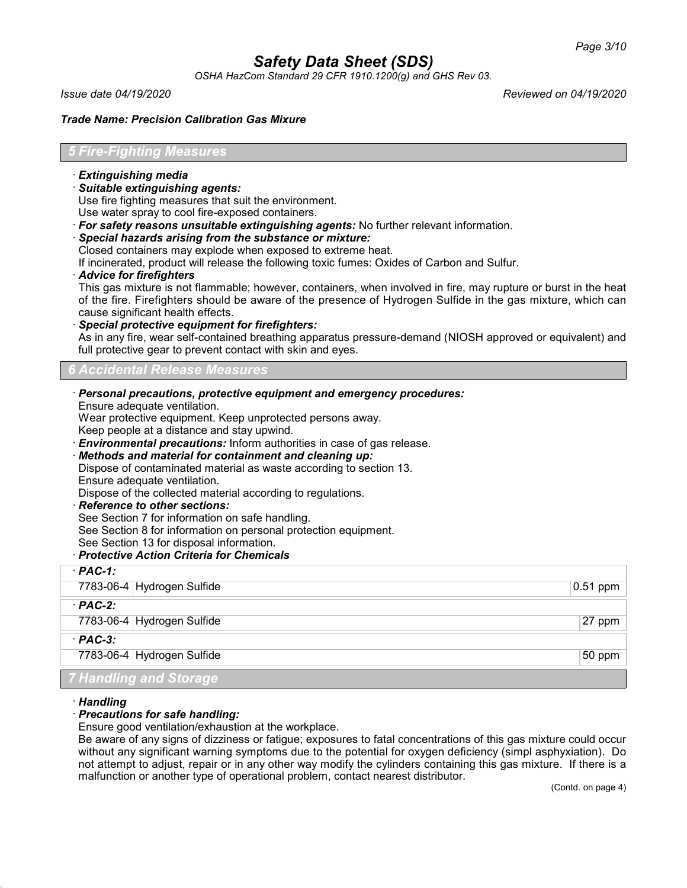## 5 Fire-Fighting Measures

· ***Extinguishing media***
· ***Suitable extinguishing agents:***
Use fire fighting measures that suit the environment.
Use water spray to cool fire-exposed containers.
· ***For safety reasons unsuitable extinguishing agents:*** No further relevant information.
· ***Special hazards arising from the substance or mixture:***
Closed containers may explode when exposed to extreme heat.
If incinerated, product will release the following toxic fumes: Oxides of Carbon and Sulfur.
· ***Advice for firefighters***
This gas mixture is not flammable; however, containers, when involved in fire, may rupture or burst in the heat of the fire. Firefighters should be aware of the presence of Hydrogen Sulfide in the gas mixture, which can cause significant health effects.
· ***Special protective equipment for firefighters:***
As in any fire, wear self-contained breathing apparatus pressure-demand (NIOSH approved or equivalent) and full protective gear to prevent contact with skin and eyes.

## 6 Accidental Release Measures

· ***Personal precautions, protective equipment and emergency procedures:***
Ensure adequate ventilation.
Wear protective equipment. Keep unprotected persons away.
Keep people at a distance and stay upwind.
· ***Environmental precautions:*** Inform authorities in case of gas release.
· ***Methods and material for containment and cleaning up:***
Dispose of contaminated material as waste according to section 13.
Ensure adequate ventilation.
Dispose of the collected material according to regulations.
· ***Reference to other sections:***
See Section 7 for information on safe handling.
See Section 8 for information on personal protection equipment.
See Section 13 for disposal information.
· ***Protective Action Criteria for Chemicals***

| · ***PAC-1:*** | | |
|---|---|---|
| 7783-06-4 | Hydrogen Sulfide | 0.51 ppm |
| · ***PAC-2:*** | | |
| 7783-06-4 | Hydrogen Sulfide | 27 ppm |
| · ***PAC-3:*** | | |
| 7783-06-4 | Hydrogen Sulfide | 50 ppm |

## 7 Handling and Storage

· ***Handling***
· ***Precautions for safe handling:***
Ensure good ventilation/exhaustion at the workplace.
Be aware of any signs of dizziness or fatigue; exposures to fatal concentrations of this gas mixture could occur without any significant warning symptoms due to the potential for oxygen deficiency (simpl asphyxiation). Do not attempt to adjust, repair or in any other way modify the cylinders containing this gas mixture. If there is a malfunction or another type of operational problem, contact nearest distributor.

(Contd. on page 4)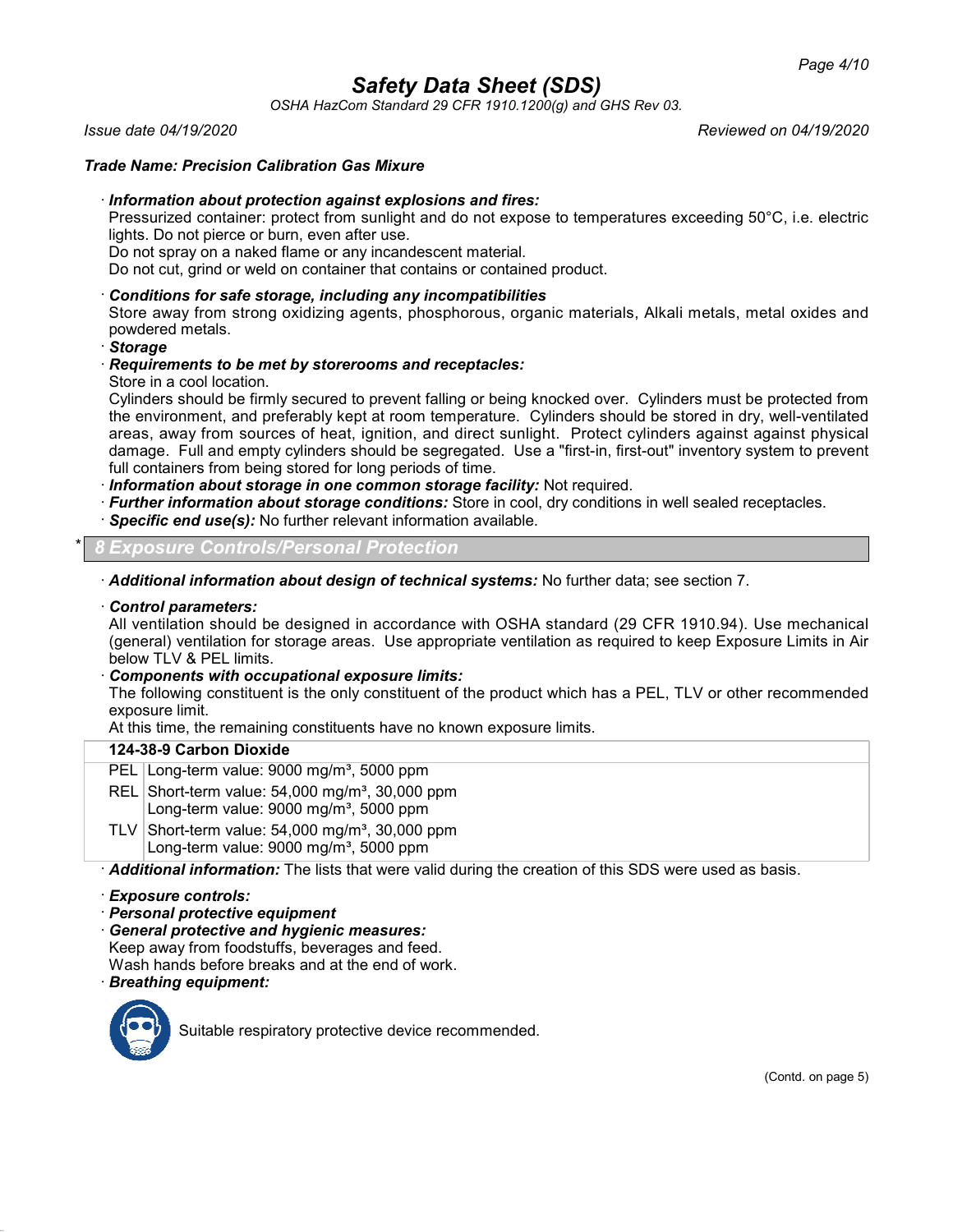# Safety Data Sheet (SDS)

*OSHA HazCom Standard 29 CFR 1910.1200(g) and GHS Rev 03.*

*Issue date 04/19/2020* *Reviewed on 04/19/2020*

***Trade Name: Precision Calibration Gas Mixure***

· ***Information about protection against explosions and fires:***
Pressurized container: protect from sunlight and do not expose to temperatures exceeding 50°C, i.e. electric lights. Do not pierce or burn, even after use.
Do not spray on a naked flame or any incandescent material.
Do not cut, grind or weld on container that contains or contained product.

· ***Conditions for safe storage, including any incompatibilities***
Store away from strong oxidizing agents, phosphorous, organic materials, Alkali metals, metal oxides and powdered metals.

· ***Storage***

· ***Requirements to be met by storerooms and receptacles:***
Store in a cool location.
Cylinders should be firmly secured to prevent falling or being knocked over. Cylinders must be protected from the environment, and preferably kept at room temperature. Cylinders should be stored in dry, well-ventilated areas, away from sources of heat, ignition, and direct sunlight. Protect cylinders against against physical damage. Full and empty cylinders should be segregated. Use a "first-in, first-out" inventory system to prevent full containers from being stored for long periods of time.

· ***Information about storage in one common storage facility:*** Not required.

· ***Further information about storage conditions:*** Store in cool, dry conditions in well sealed receptacles.

· ***Specific end use(s):*** No further relevant information available.

## * 8 Exposure Controls/Personal Protection

· ***Additional information about design of technical systems:*** No further data; see section 7.

· ***Control parameters:***
All ventilation should be designed in accordance with OSHA standard (29 CFR 1910.94). Use mechanical (general) ventilation for storage areas. Use appropriate ventilation as required to keep Exposure Limits in Air below TLV & PEL limits.

· ***Components with occupational exposure limits:***
The following constituent is the only constituent of the product which has a PEL, TLV or other recommended exposure limit.
At this time, the remaining constituents have no known exposure limits.

| **124-38-9 Carbon Dioxide** | |
|---|---|
| PEL | Long-term value: 9000 mg/m³, 5000 ppm |
| REL | Short-term value: 54,000 mg/m³, 30,000 ppm<br>Long-term value: 9000 mg/m³, 5000 ppm |
| TLV | Short-term value: 54,000 mg/m³, 30,000 ppm<br>Long-term value: 9000 mg/m³, 5000 ppm |

· ***Additional information:*** The lists that were valid during the creation of this SDS were used as basis.

· ***Exposure controls:***

· ***Personal protective equipment***

· ***General protective and hygienic measures:***
Keep away from foodstuffs, beverages and feed.
Wash hands before breaks and at the end of work.

· ***Breathing equipment:***

Suitable respiratory protective device recommended.

(Contd. on page 5)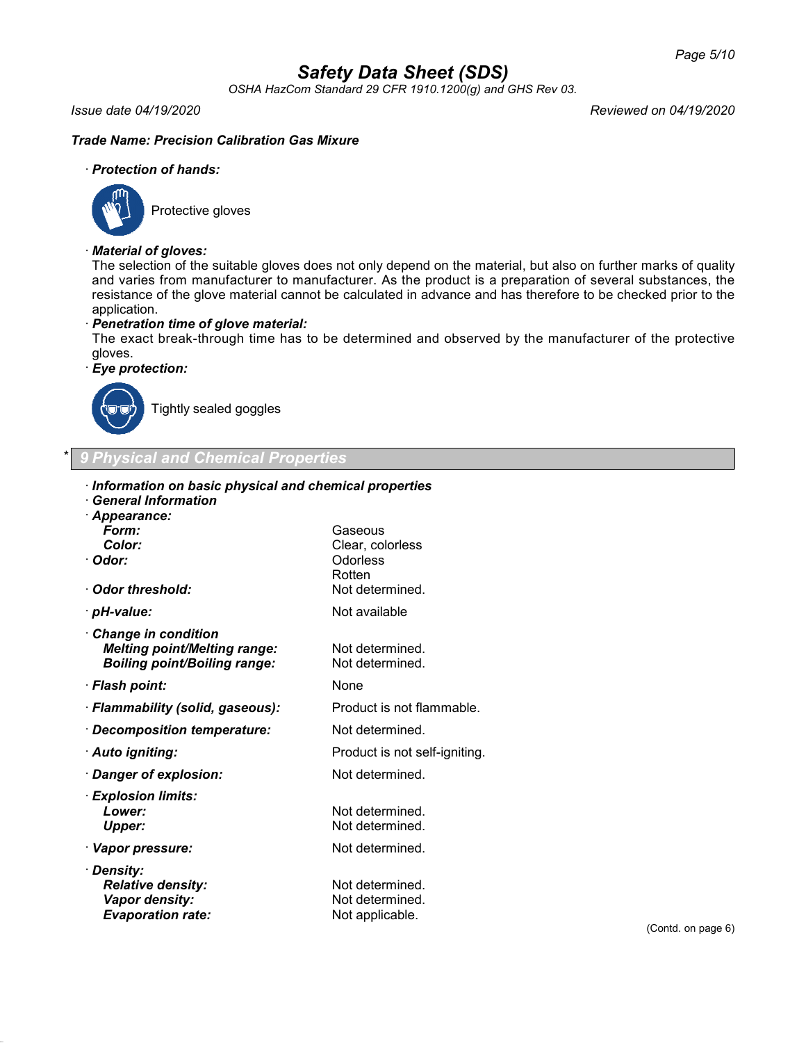**Trade Name: Precision Calibration Gas Mixure**

· **Protection of hands:**

Protective gloves

· **Material of gloves:**
The selection of the suitable gloves does not only depend on the material, but also on further marks of quality and varies from manufacturer to manufacturer. As the product is a preparation of several substances, the resistance of the glove material cannot be calculated in advance and has therefore to be checked prior to the application.

· **Penetration time of glove material:**
The exact break-through time has to be determined and observed by the manufacturer of the protective gloves.

· **Eye protection:**

Tightly sealed goggles

## * 9 Physical and Chemical Properties

· **Information on basic physical and chemical properties**
· **General Information**

| | |
|---|---|
| · **Appearance:** | |
| **Form:** | Gaseous |
| **Color:** | Clear, colorless |
| · **Odor:** | Odorless<br>Rotten |
| · **Odor threshold:** | Not determined. |
| · **pH-value:** | Not available |
| · **Change in condition** | |
| **Melting point/Melting range:** | Not determined. |
| **Boiling point/Boiling range:** | Not determined. |
| · **Flash point:** | None |
| · **Flammability (solid, gaseous):** | Product is not flammable. |
| · **Decomposition temperature:** | Not determined. |
| · **Auto igniting:** | Product is not self-igniting. |
| · **Danger of explosion:** | Not determined. |
| · **Explosion limits:** | |
| **Lower:** | Not determined. |
| **Upper:** | Not determined. |
| · **Vapor pressure:** | Not determined. |
| · **Density:** | |
| **Relative density:** | Not determined. |
| **Vapor density:** | Not determined. |
| **Evaporation rate:** | Not applicable. |

(Contd. on page 6)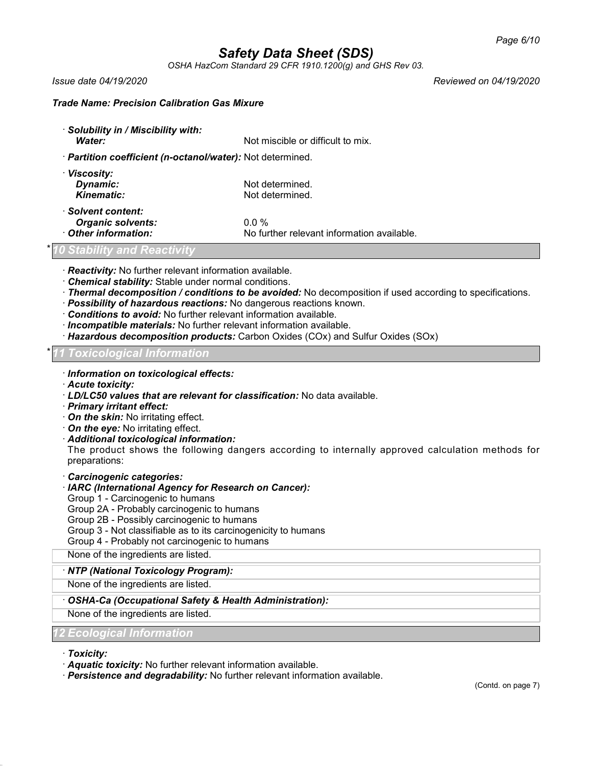· **Solubility in / Miscibility with:**
  **Water:** Not miscible or difficult to mix.

· **Partition coefficient (n-octanol/water):** Not determined.

· **Viscosity:**
  **Dynamic:** Not determined.
  **Kinematic:** Not determined.

· **Solvent content:**
  **Organic solvents:** 0.0 %
· **Other information:** No further relevant information available.

## * 10 Stability and Reactivity

· **Reactivity:** No further relevant information available.
· **Chemical stability:** Stable under normal conditions.
· **Thermal decomposition / conditions to be avoided:** No decomposition if used according to specifications.
· **Possibility of hazardous reactions:** No dangerous reactions known.
· **Conditions to avoid:** No further relevant information available.
· **Incompatible materials:** No further relevant information available.
· **Hazardous decomposition products:** Carbon Oxides (COx) and Sulfur Oxides (SOx)

## * 11 Toxicological Information

· **Information on toxicological effects:**
· **Acute toxicity:**
· **LD/LC50 values that are relevant for classification:** No data available.
· **Primary irritant effect:**
· **On the skin:** No irritating effect.
· **On the eye:** No irritating effect.
· **Additional toxicological information:**
The product shows the following dangers according to internally approved calculation methods for preparations:

· **Carcinogenic categories:**
· **IARC (International Agency for Research on Cancer):**
Group 1 - Carcinogenic to humans
Group 2A - Probably carcinogenic to humans
Group 2B - Possibly carcinogenic to humans
Group 3 - Not classifiable as to its carcinogenicity to humans
Group 4 - Probably not carcinogenic to humans

None of the ingredients are listed.

· **NTP (National Toxicology Program):**

None of the ingredients are listed.

· **OSHA-Ca (Occupational Safety & Health Administration):**

None of the ingredients are listed.

## 12 Ecological Information

· **Toxicity:**
· **Aquatic toxicity:** No further relevant information available.
· **Persistence and degradability:** No further relevant information available.

(Contd. on page 7)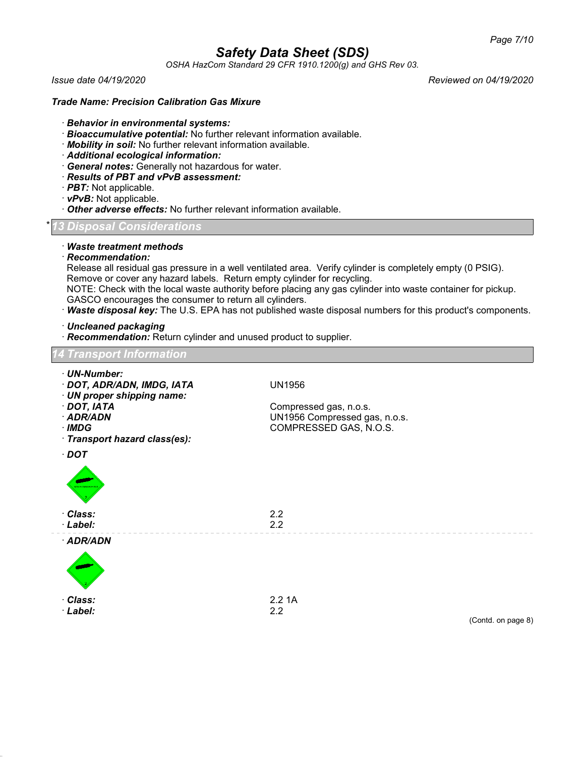**Trade Name: Precision Calibration Gas Mixure**

- · ***Behavior in environmental systems:***
- · ***Bioaccumulative potential:*** No further relevant information available.
- · ***Mobility in soil:*** No further relevant information available.
- · ***Additional ecological information:***
- · ***General notes:*** Generally not hazardous for water.
- · ***Results of PBT and vPvB assessment:***
- · ***PBT:*** Not applicable.
- · ***vPvB:*** Not applicable.
- · ***Other adverse effects:*** No further relevant information available.

## * 13 Disposal Considerations

- · ***Waste treatment methods***
- · ***Recommendation:***

Release all residual gas pressure in a well ventilated area. Verify cylinder is completely empty (0 PSIG). Remove or cover any hazard labels. Return empty cylinder for recycling.
NOTE: Check with the local waste authority before placing any gas cylinder into waste container for pickup. GASCO encourages the consumer to return all cylinders.

- · ***Waste disposal key:*** The U.S. EPA has not published waste disposal numbers for this product's components.

- · ***Uncleaned packaging***
- · ***Recommendation:*** Return cylinder and unused product to supplier.

## 14 Transport Information

| | |
|---|---|
| · ***UN-Number:*** | |
| · ***DOT, ADR/ADN, IMDG, IATA*** | UN1956 |
| · ***UN proper shipping name:*** | |
| · ***DOT, IATA*** | Compressed gas, n.o.s. |
| · ***ADR/ADN*** | UN1956 Compressed gas, n.o.s. |
| · ***IMDG*** | COMPRESSED GAS, N.O.S. |
| · ***Transport hazard class(es):*** | |

· ***DOT***

| | |
|---|---|
| · ***Class:*** | 2.2 |
| · ***Label:*** | 2.2 |

· ***ADR/ADN***

| | |
|---|---|
| · ***Class:*** | 2.2 1A |
| · ***Label:*** | 2.2 |

(Contd. on page 8)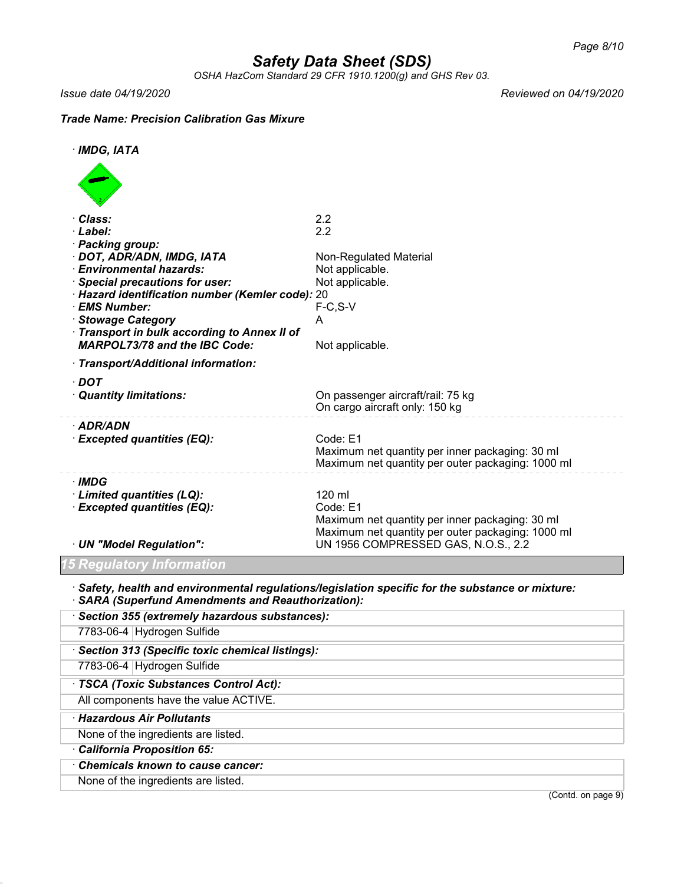**Trade Name: Precision Calibration Gas Mixure**

· **IMDG, IATA**

· **Class:** 2.2
· **Label:** 2.2
· **Packing group:**
· **DOT, ADR/ADN, IMDG, IATA** Non-Regulated Material
· **Environmental hazards:** Not applicable.
· **Special precautions for user:** Not applicable.
· **Hazard identification number (Kemler code):** 20
· **EMS Number:** F-C,S-V
· **Stowage Category** A
· **Transport in bulk according to Annex II of MARPOL73/78 and the IBC Code:** Not applicable.

· **Transport/Additional information:**

· **DOT**
· **Quantity limitations:** On passenger aircraft/rail: 75 kg
On cargo aircraft only: 150 kg

· **ADR/ADN**
· **Excepted quantities (EQ):** Code: E1
Maximum net quantity per inner packaging: 30 ml
Maximum net quantity per outer packaging: 1000 ml

· **IMDG**
· **Limited quantities (LQ):** 120 ml
· **Excepted quantities (EQ):** Code: E1
Maximum net quantity per inner packaging: 30 ml
Maximum net quantity per outer packaging: 1000 ml
· **UN "Model Regulation":** UN 1956 COMPRESSED GAS, N.O.S., 2.2

## 15 Regulatory Information

· **Safety, health and environmental regulations/legislation specific for the substance or mixture:**
· **SARA (Superfund Amendments and Reauthorization):**

· **Section 355 (extremely hazardous substances):**

| | |
|---|---|
| 7783-06-4 | Hydrogen Sulfide |

· **Section 313 (Specific toxic chemical listings):**

| | |
|---|---|
| 7783-06-4 | Hydrogen Sulfide |

· **TSCA (Toxic Substances Control Act):**

All components have the value ACTIVE.

· **Hazardous Air Pollutants**

None of the ingredients are listed.

· **California Proposition 65:**

· **Chemicals known to cause cancer:**

None of the ingredients are listed.

(Contd. on page 9)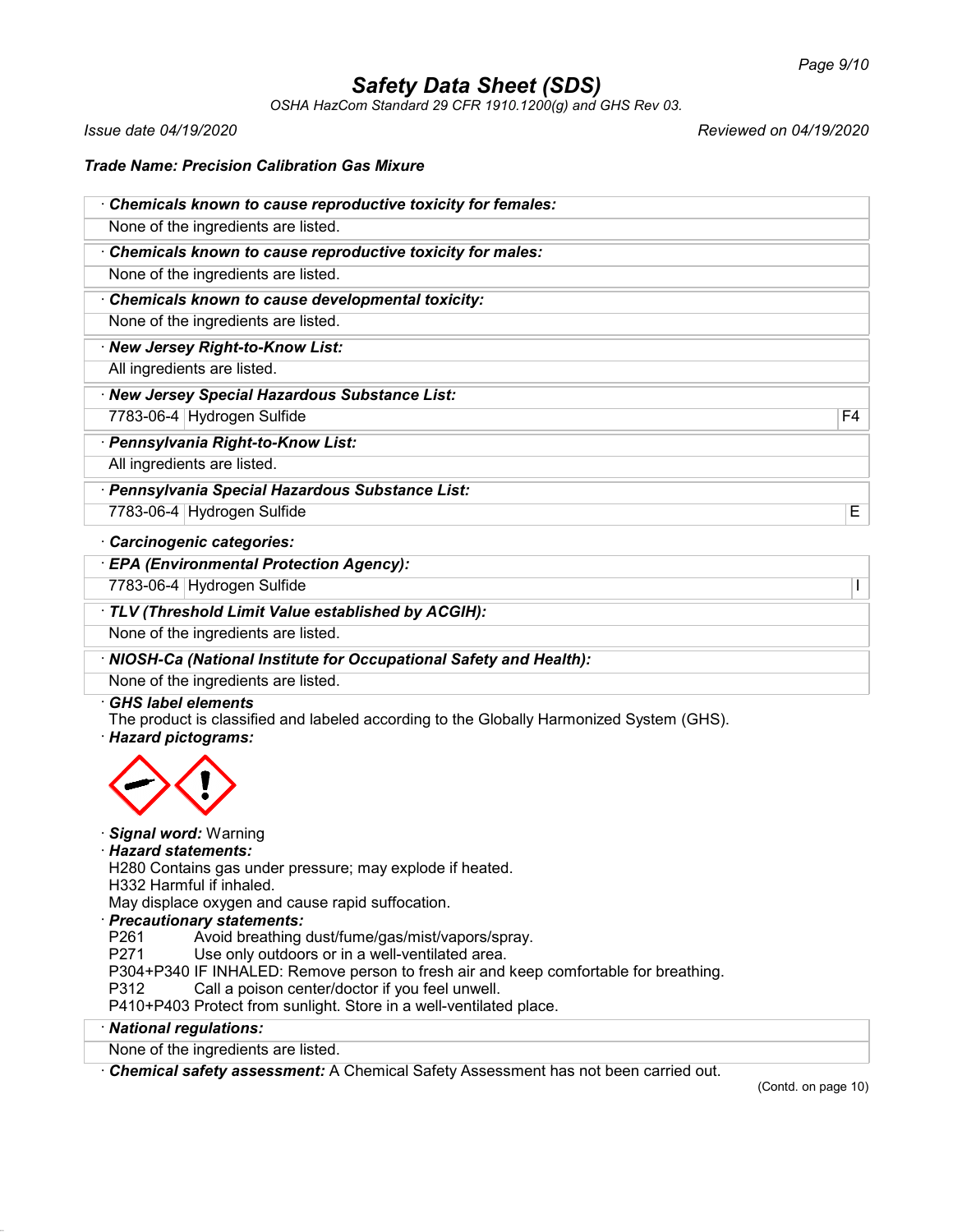# Safety Data Sheet (SDS)

*OSHA HazCom Standard 29 CFR 1910.1200(g) and GHS Rev 03.*

*Issue date 04/19/2020* — *Reviewed on 04/19/2020*

**Trade Name: Precision Calibration Gas Mixure**

· **Chemicals known to cause reproductive toxicity for females:**

None of the ingredients are listed.

· **Chemicals known to cause reproductive toxicity for males:**

None of the ingredients are listed.

· **Chemicals known to cause developmental toxicity:**

None of the ingredients are listed.

· **New Jersey Right-to-Know List:**

All ingredients are listed.

· **New Jersey Special Hazardous Substance List:**

| | | |
|---|---|---|
| 7783-06-4 | Hydrogen Sulfide | F4 |

· **Pennsylvania Right-to-Know List:**

All ingredients are listed.

· **Pennsylvania Special Hazardous Substance List:**

| | | |
|---|---|---|
| 7783-06-4 | Hydrogen Sulfide | E |

· **Carcinogenic categories:**

· **EPA (Environmental Protection Agency):**

| | | |
|---|---|---|
| 7783-06-4 | Hydrogen Sulfide | I |

· **TLV (Threshold Limit Value established by ACGIH):**

None of the ingredients are listed.

· **NIOSH-Ca (National Institute for Occupational Safety and Health):**

None of the ingredients are listed.

· **GHS label elements**

The product is classified and labeled according to the Globally Harmonized System (GHS).

· **Hazard pictograms:**

· **Signal word:** Warning

· **Hazard statements:**

H280 Contains gas under pressure; may explode if heated.
H332 Harmful if inhaled.
May displace oxygen and cause rapid suffocation.

· **Precautionary statements:**

P261 Avoid breathing dust/fume/gas/mist/vapors/spray.
P271 Use only outdoors or in a well-ventilated area.
P304+P340 IF INHALED: Remove person to fresh air and keep comfortable for breathing.
P312 Call a poison center/doctor if you feel unwell.
P410+P403 Protect from sunlight. Store in a well-ventilated place.

· **National regulations:**

None of the ingredients are listed.

· **Chemical safety assessment:** A Chemical Safety Assessment has not been carried out.

(Contd. on page 10)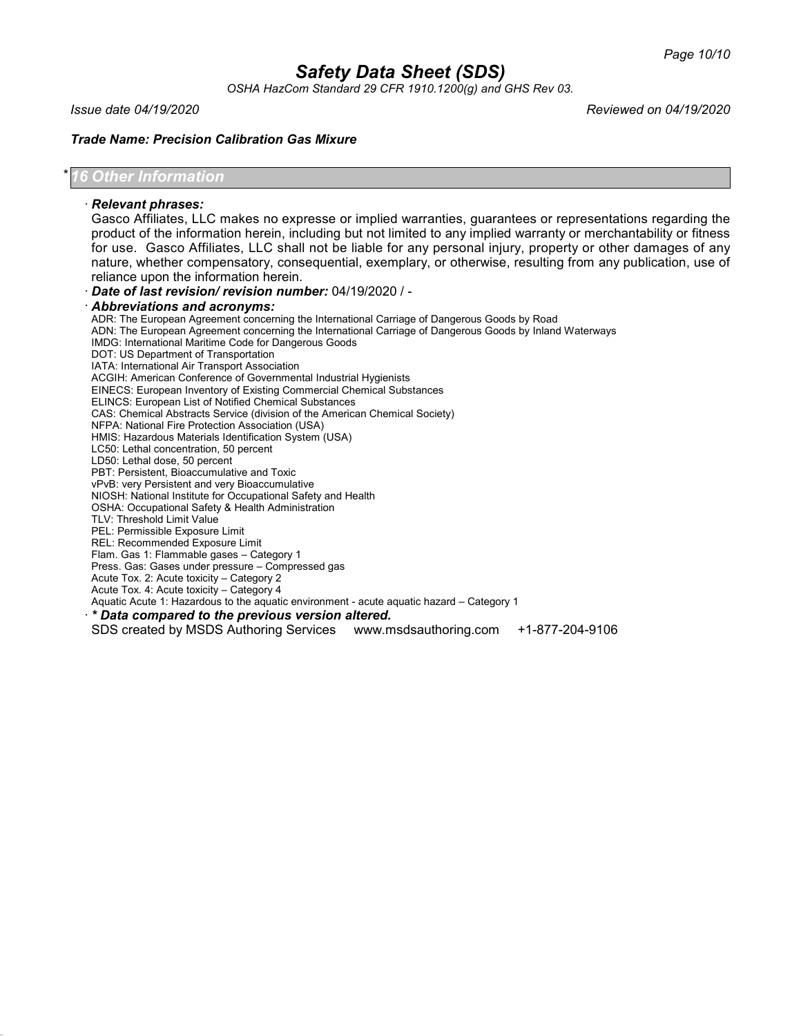## * 16 Other Information

· ***Relevant phrases:***

Gasco Affiliates, LLC makes no expresse or implied warranties, guarantees or representations regarding the product of the information herein, including but not limited to any implied warranty or merchantability or fitness for use. Gasco Affiliates, LLC shall not be liable for any personal injury, property or other damages of any nature, whether compensatory, consequential, exemplary, or otherwise, resulting from any publication, use of reliance upon the information herein.

· ***Date of last revision/ revision number:*** 04/19/2020 / -

· ***Abbreviations and acronyms:***

ADR: The European Agreement concerning the International Carriage of Dangerous Goods by Road
ADN: The European Agreement concerning the International Carriage of Dangerous Goods by Inland Waterways
IMDG: International Maritime Code for Dangerous Goods
DOT: US Department of Transportation
IATA: International Air Transport Association
ACGIH: American Conference of Governmental Industrial Hygienists
EINECS: European Inventory of Existing Commercial Chemical Substances
ELINCS: European List of Notified Chemical Substances
CAS: Chemical Abstracts Service (division of the American Chemical Society)
NFPA: National Fire Protection Association (USA)
HMIS: Hazardous Materials Identification System (USA)
LC50: Lethal concentration, 50 percent
LD50: Lethal dose, 50 percent
PBT: Persistent, Bioaccumulative and Toxic
vPvB: very Persistent and very Bioaccumulative
NIOSH: National Institute for Occupational Safety and Health
OSHA: Occupational Safety & Health Administration
TLV: Threshold Limit Value
PEL: Permissible Exposure Limit
REL: Recommended Exposure Limit
Flam. Gas 1: Flammable gases – Category 1
Press. Gas: Gases under pressure – Compressed gas
Acute Tox. 2: Acute toxicity – Category 2
Acute Tox. 4: Acute toxicity – Category 4
Aquatic Acute 1: Hazardous to the aquatic environment - acute aquatic hazard – Category 1

· ***\* Data compared to the previous version altered.***

SDS created by MSDS Authoring Services www.msdsauthoring.com +1-877-204-9106